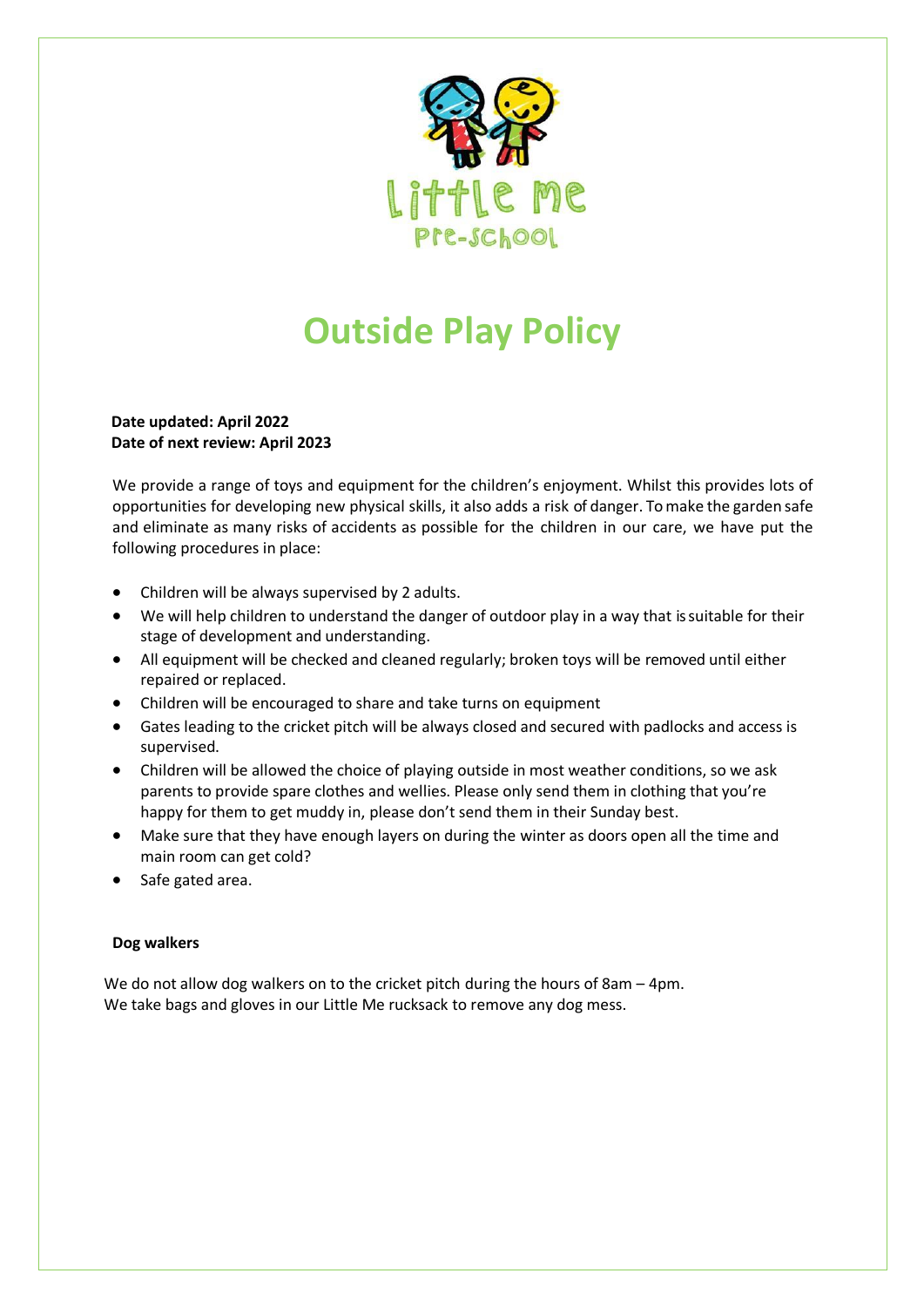Little Me Pre-School

# Outside Play Policy

**Date updated: April 2022**
**Date of next review: April 2023**

We provide a range of toys and equipment for the children's enjoyment. Whilst this provides lots of opportunities for developing new physical skills, it also adds a risk of danger. To make the garden safe and eliminate as many risks of accidents as possible for the children in our care, we have put the following procedures in place:

- Children will be always supervised by 2 adults.
- We will help children to understand the danger of outdoor play in a way that is suitable for their stage of development and understanding.
- All equipment will be checked and cleaned regularly; broken toys will be removed until either repaired or replaced.
- Children will be encouraged to share and take turns on equipment
- Gates leading to the cricket pitch will be always closed and secured with padlocks and access is supervised.
- Children will be allowed the choice of playing outside in most weather conditions, so we ask parents to provide spare clothes and wellies. Please only send them in clothing that you're happy for them to get muddy in, please don't send them in their Sunday best.
- Make sure that they have enough layers on during the winter as doors open all the time and main room can get cold?
- Safe gated area.

**Dog walkers**

We do not allow dog walkers on to the cricket pitch during the hours of 8am – 4pm.
We take bags and gloves in our Little Me rucksack to remove any dog mess.